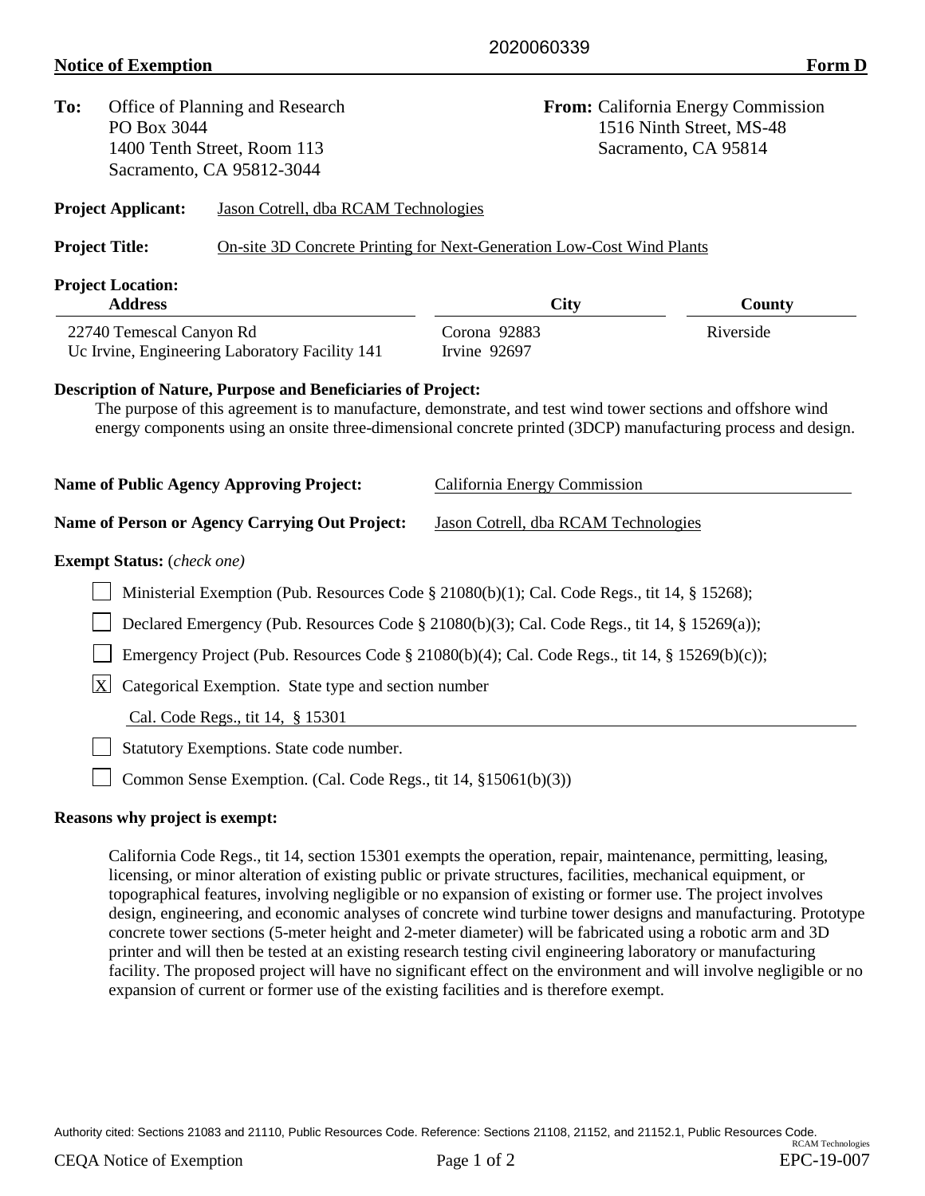2020060339

**Notice of Exemption** **Form D**

**To:** Office of Planning and Research
PO Box 3044
1400 Tenth Street, Room 113
Sacramento, CA 95812-3044

**From:** California Energy Commission
1516 Ninth Street, MS-48
Sacramento, CA 95814

**Project Applicant:** Jason Cotrell, dba RCAM Technologies

**Project Title:** On-site 3D Concrete Printing for Next-Generation Low-Cost Wind Plants

**Project Location:**

| Address | City | County |
|---|---|---|
| 22740 Temescal Canyon Rd | Corona 92883 | Riverside |
| Uc Irvine, Engineering Laboratory Facility 141 | Irvine 92697 | |

**Description of Nature, Purpose and Beneficiaries of Project:**

The purpose of this agreement is to manufacture, demonstrate, and test wind tower sections and offshore wind energy components using an onsite three-dimensional concrete printed (3DCP) manufacturing process and design.

**Name of Public Agency Approving Project:** California Energy Commission

**Name of Person or Agency Carrying Out Project:** Jason Cotrell, dba RCAM Technologies

**Exempt Status:** (*check one*)

- [ ] Ministerial Exemption (Pub. Resources Code § 21080(b)(1); Cal. Code Regs., tit 14, § 15268);
- [ ] Declared Emergency (Pub. Resources Code § 21080(b)(3); Cal. Code Regs., tit 14, § 15269(a));
- [ ] Emergency Project (Pub. Resources Code § 21080(b)(4); Cal. Code Regs., tit 14, § 15269(b)(c));
- [X] Categorical Exemption. State type and section number
  Cal. Code Regs., tit 14, § 15301
- [ ] Statutory Exemptions. State code number.
- [ ] Common Sense Exemption. (Cal. Code Regs., tit 14, §15061(b)(3))

**Reasons why project is exempt:**

California Code Regs., tit 14, section 15301 exempts the operation, repair, maintenance, permitting, leasing, licensing, or minor alteration of existing public or private structures, facilities, mechanical equipment, or topographical features, involving negligible or no expansion of existing or former use. The project involves design, engineering, and economic analyses of concrete wind turbine tower designs and manufacturing. Prototype concrete tower sections (5-meter height and 2-meter diameter) will be fabricated using a robotic arm and 3D printer and will then be tested at an existing research testing civil engineering laboratory or manufacturing facility. The proposed project will have no significant effect on the environment and will involve negligible or no expansion of current or former use of the existing facilities and is therefore exempt.

Authority cited: Sections 21083 and 21110, Public Resources Code. Reference: Sections 21108, 21152, and 21152.1, Public Resources Code.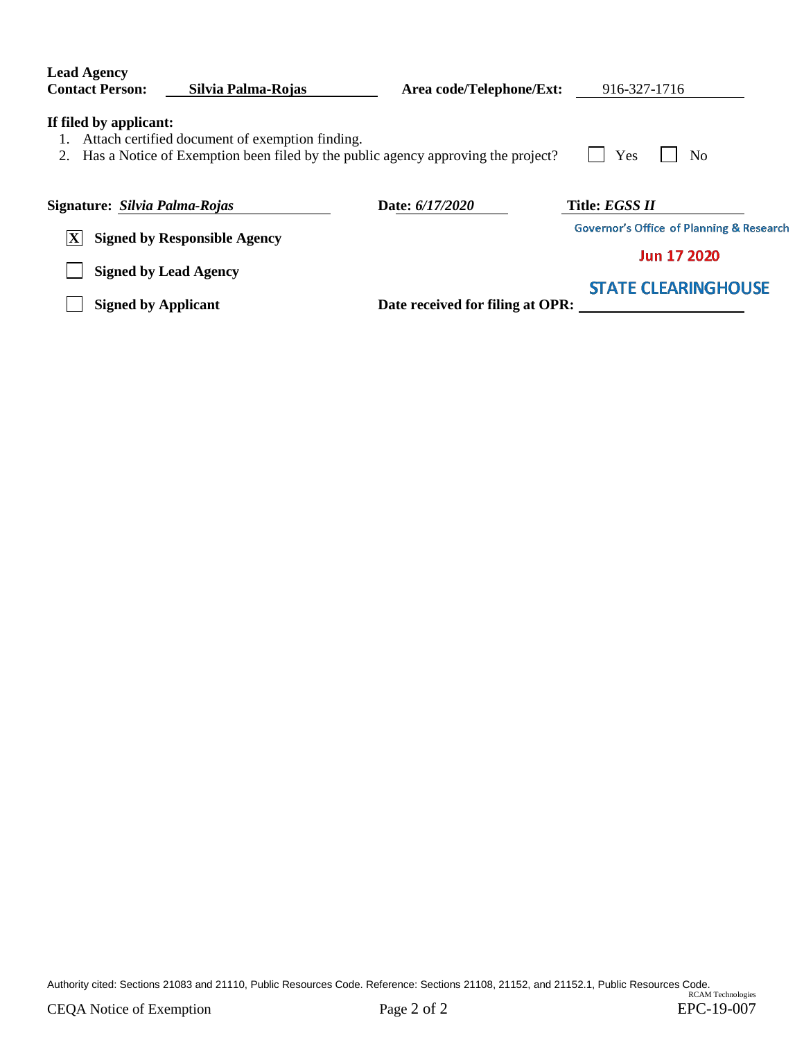**Lead Agency Contact Person:** Silvia Palma-Rojas **Area code/Telephone/Ext:** 916-327-1716

**If filed by applicant:**

1. Attach certified document of exemption finding.
2. Has a Notice of Exemption been filed by the public agency approving the project? ☐ Yes ☐ No

**Signature:** *Silvia Palma-Rojas* **Date:** *6/17/2020* **Title:** *EGSS II*

☒ **Signed by Responsible Agency**

☐ **Signed by Lead Agency**

☐ **Signed by Applicant**

**Date received for filing at OPR:**

Governor's Office of Planning & Research

Jun 17 2020

STATE CLEARINGHOUSE

Authority cited: Sections 21083 and 21110, Public Resources Code. Reference: Sections 21108, 21152, and 21152.1, Public Resources Code.

RCAM Technologies

CEQA Notice of Exemption EPC-19-007